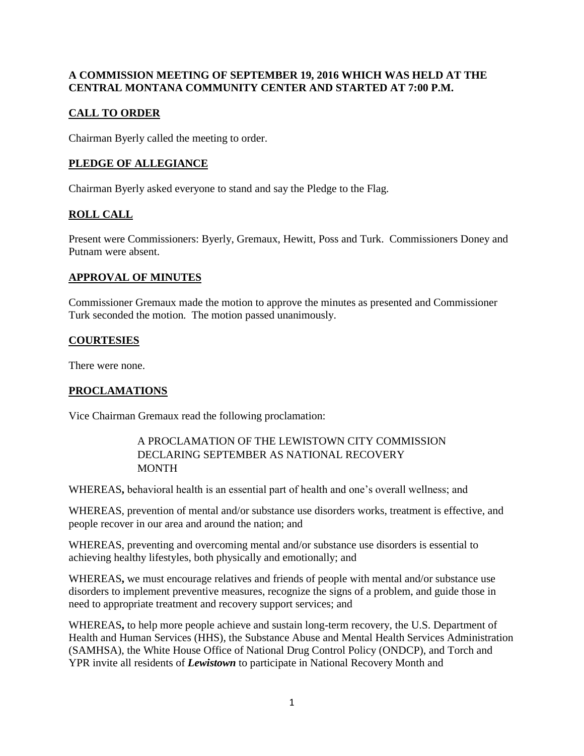**A COMMISSION MEETING OF SEPTEMBER 19, 2016 WHICH WAS HELD AT THE CENTRAL MONTANA COMMUNITY CENTER AND STARTED AT 7:00 P.M.**

## CALL TO ORDER

Chairman Byerly called the meeting to order.

## PLEDGE OF ALLEGIANCE

Chairman Byerly asked everyone to stand and say the Pledge to the Flag.

## ROLL CALL

Present were Commissioners: Byerly, Gremaux, Hewitt, Poss and Turk. Commissioners Doney and Putnam were absent.

## APPROVAL OF MINUTES

Commissioner Gremaux made the motion to approve the minutes as presented and Commissioner Turk seconded the motion. The motion passed unanimously.

## COURTESIES

There were none.

## PROCLAMATIONS

Vice Chairman Gremaux read the following proclamation:

> A PROCLAMATION OF THE LEWISTOWN CITY COMMISSION DECLARING SEPTEMBER AS NATIONAL RECOVERY MONTH

WHEREAS**,** behavioral health is an essential part of health and one's overall wellness; and

WHEREAS, prevention of mental and/or substance use disorders works, treatment is effective, and people recover in our area and around the nation; and

WHEREAS, preventing and overcoming mental and/or substance use disorders is essential to achieving healthy lifestyles, both physically and emotionally; and

WHEREAS**,** we must encourage relatives and friends of people with mental and/or substance use disorders to implement preventive measures, recognize the signs of a problem, and guide those in need to appropriate treatment and recovery support services; and

WHEREAS**,** to help more people achieve and sustain long-term recovery, the U.S. Department of Health and Human Services (HHS), the Substance Abuse and Mental Health Services Administration (SAMHSA), the White House Office of National Drug Control Policy (ONDCP), and Torch and YPR invite all residents of ***Lewistown*** to participate in National Recovery Month and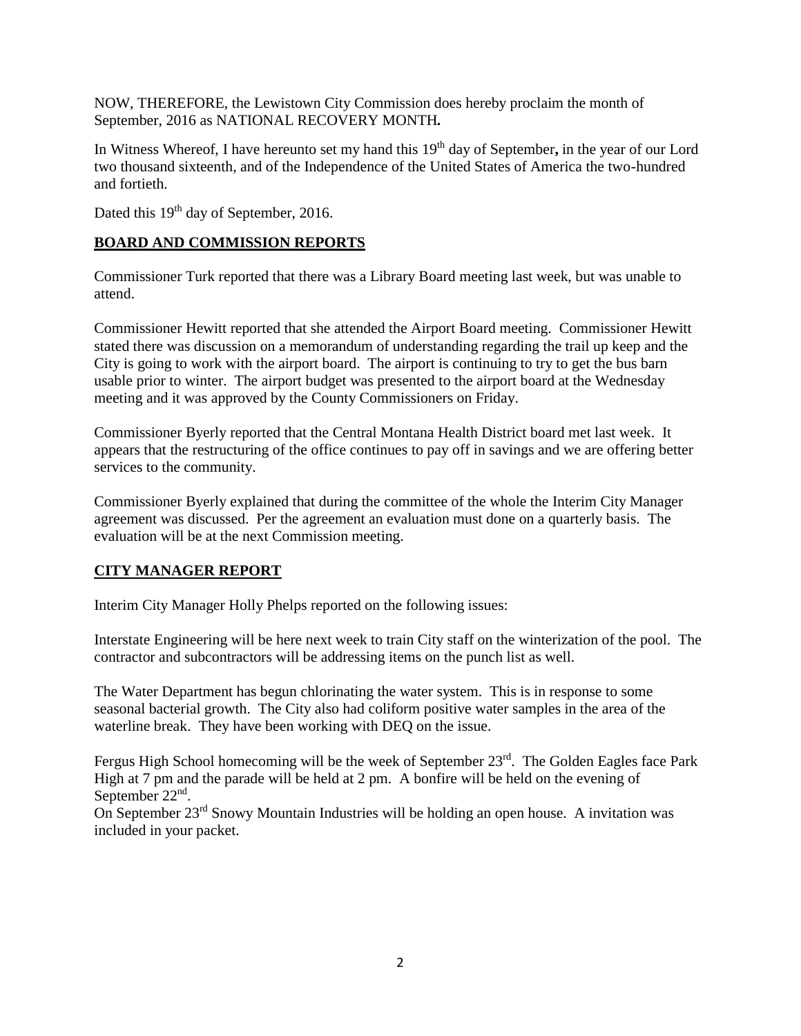NOW, THEREFORE, the Lewistown City Commission does hereby proclaim the month of September, 2016 as NATIONAL RECOVERY MONTH**.**

In Witness Whereof, I have hereunto set my hand this 19th day of September**,** in the year of our Lord two thousand sixteenth, and of the Independence of the United States of America the two-hundred and fortieth.

Dated this 19th day of September, 2016.

## **BOARD AND COMMISSION REPORTS**

Commissioner Turk reported that there was a Library Board meeting last week, but was unable to attend.

Commissioner Hewitt reported that she attended the Airport Board meeting. Commissioner Hewitt stated there was discussion on a memorandum of understanding regarding the trail up keep and the City is going to work with the airport board. The airport is continuing to try to get the bus barn usable prior to winter. The airport budget was presented to the airport board at the Wednesday meeting and it was approved by the County Commissioners on Friday.

Commissioner Byerly reported that the Central Montana Health District board met last week. It appears that the restructuring of the office continues to pay off in savings and we are offering better services to the community.

Commissioner Byerly explained that during the committee of the whole the Interim City Manager agreement was discussed. Per the agreement an evaluation must done on a quarterly basis. The evaluation will be at the next Commission meeting.

## **CITY MANAGER REPORT**

Interim City Manager Holly Phelps reported on the following issues:

Interstate Engineering will be here next week to train City staff on the winterization of the pool. The contractor and subcontractors will be addressing items on the punch list as well.

The Water Department has begun chlorinating the water system. This is in response to some seasonal bacterial growth. The City also had coliform positive water samples in the area of the waterline break. They have been working with DEQ on the issue.

Fergus High School homecoming will be the week of September 23rd. The Golden Eagles face Park High at 7 pm and the parade will be held at 2 pm. A bonfire will be held on the evening of September 22nd.

On September 23rd Snowy Mountain Industries will be holding an open house. A invitation was included in your packet.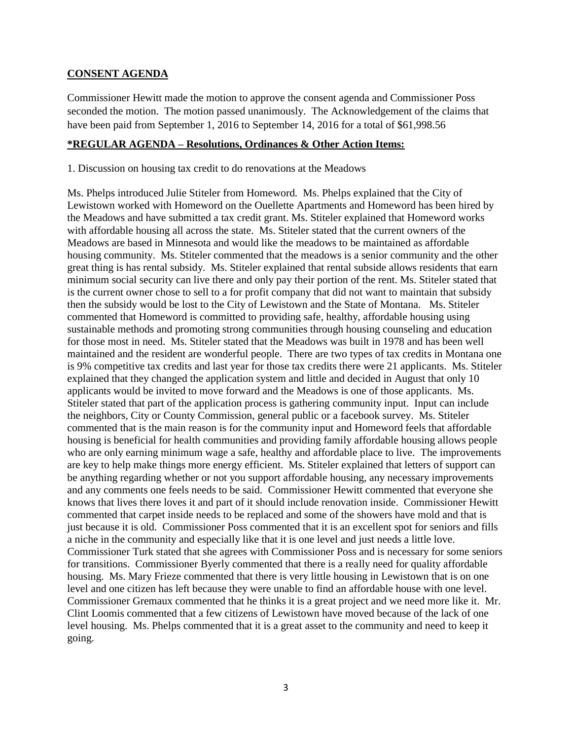**CONSENT AGENDA**

Commissioner Hewitt made the motion to approve the consent agenda and Commissioner Poss seconded the motion. The motion passed unanimously. The Acknowledgement of the claims that have been paid from September 1, 2016 to September 14, 2016 for a total of $61,998.56

**\*REGULAR AGENDA – Resolutions, Ordinances & Other Action Items:**

1. Discussion on housing tax credit to do renovations at the Meadows

Ms. Phelps introduced Julie Stiteler from Homeword. Ms. Phelps explained that the City of Lewistown worked with Homeword on the Ouellette Apartments and Homeword has been hired by the Meadows and have submitted a tax credit grant. Ms. Stiteler explained that Homeword works with affordable housing all across the state. Ms. Stiteler stated that the current owners of the Meadows are based in Minnesota and would like the meadows to be maintained as affordable housing community. Ms. Stiteler commented that the meadows is a senior community and the other great thing is has rental subsidy. Ms. Stiteler explained that rental subside allows residents that earn minimum social security can live there and only pay their portion of the rent. Ms. Stiteler stated that is the current owner chose to sell to a for profit company that did not want to maintain that subsidy then the subsidy would be lost to the City of Lewistown and the State of Montana. Ms. Stiteler commented that Homeword is committed to providing safe, healthy, affordable housing using sustainable methods and promoting strong communities through housing counseling and education for those most in need. Ms. Stiteler stated that the Meadows was built in 1978 and has been well maintained and the resident are wonderful people. There are two types of tax credits in Montana one is 9% competitive tax credits and last year for those tax credits there were 21 applicants. Ms. Stiteler explained that they changed the application system and little and decided in August that only 10 applicants would be invited to move forward and the Meadows is one of those applicants. Ms. Stiteler stated that part of the application process is gathering community input. Input can include the neighbors, City or County Commission, general public or a facebook survey. Ms. Stiteler commented that is the main reason is for the community input and Homeword feels that affordable housing is beneficial for health communities and providing family affordable housing allows people who are only earning minimum wage a safe, healthy and affordable place to live. The improvements are key to help make things more energy efficient. Ms. Stiteler explained that letters of support can be anything regarding whether or not you support affordable housing, any necessary improvements and any comments one feels needs to be said. Commissioner Hewitt commented that everyone she knows that lives there loves it and part of it should include renovation inside. Commissioner Hewitt commented that carpet inside needs to be replaced and some of the showers have mold and that is just because it is old. Commissioner Poss commented that it is an excellent spot for seniors and fills a niche in the community and especially like that it is one level and just needs a little love. Commissioner Turk stated that she agrees with Commissioner Poss and is necessary for some seniors for transitions. Commissioner Byerly commented that there is a really need for quality affordable housing. Ms. Mary Frieze commented that there is very little housing in Lewistown that is on one level and one citizen has left because they were unable to find an affordable house with one level. Commissioner Gremaux commented that he thinks it is a great project and we need more like it. Mr. Clint Loomis commented that a few citizens of Lewistown have moved because of the lack of one level housing. Ms. Phelps commented that it is a great asset to the community and need to keep it going.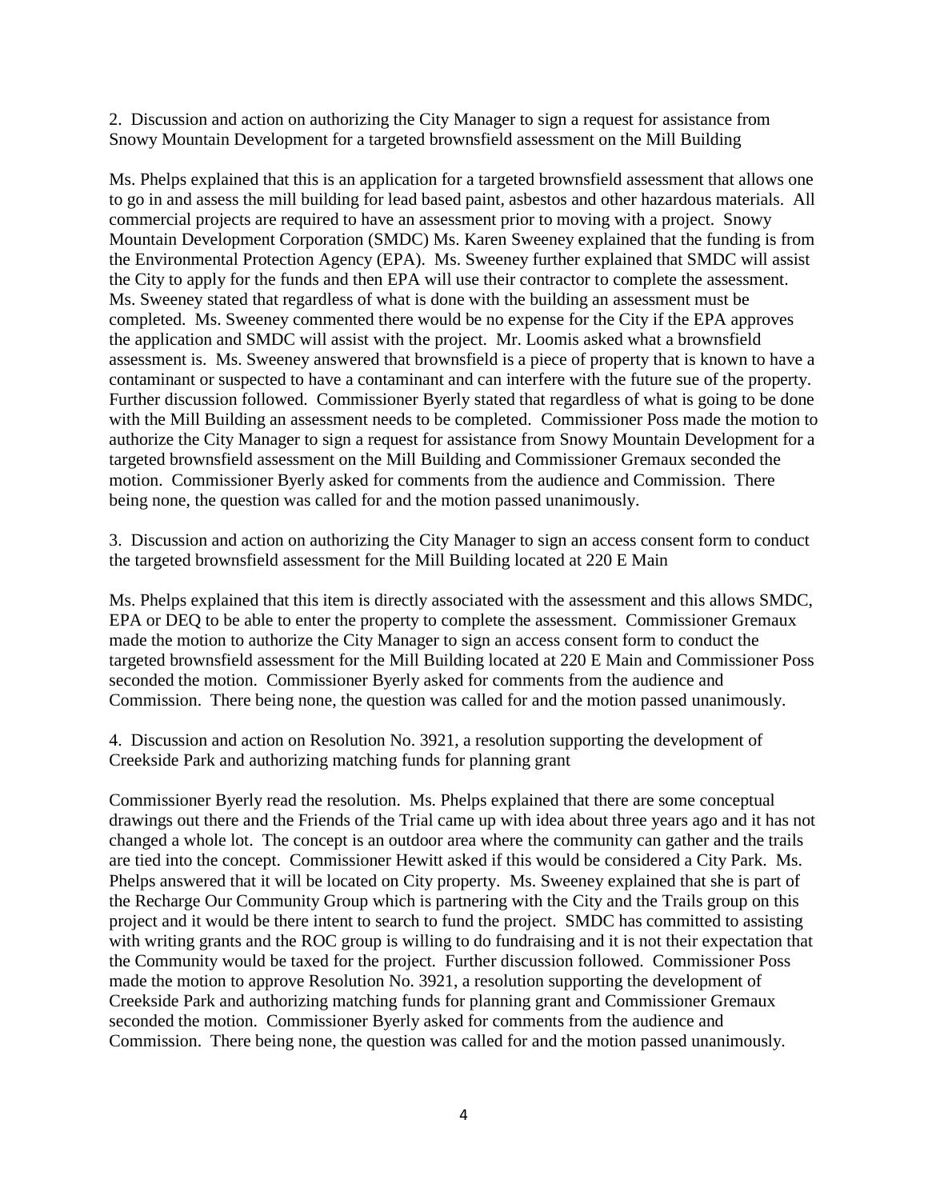2. Discussion and action on authorizing the City Manager to sign a request for assistance from Snowy Mountain Development for a targeted brownsfield assessment on the Mill Building

Ms. Phelps explained that this is an application for a targeted brownsfield assessment that allows one to go in and assess the mill building for lead based paint, asbestos and other hazardous materials. All commercial projects are required to have an assessment prior to moving with a project. Snowy Mountain Development Corporation (SMDC) Ms. Karen Sweeney explained that the funding is from the Environmental Protection Agency (EPA). Ms. Sweeney further explained that SMDC will assist the City to apply for the funds and then EPA will use their contractor to complete the assessment. Ms. Sweeney stated that regardless of what is done with the building an assessment must be completed. Ms. Sweeney commented there would be no expense for the City if the EPA approves the application and SMDC will assist with the project. Mr. Loomis asked what a brownsfield assessment is. Ms. Sweeney answered that brownsfield is a piece of property that is known to have a contaminant or suspected to have a contaminant and can interfere with the future sue of the property. Further discussion followed. Commissioner Byerly stated that regardless of what is going to be done with the Mill Building an assessment needs to be completed. Commissioner Poss made the motion to authorize the City Manager to sign a request for assistance from Snowy Mountain Development for a targeted brownsfield assessment on the Mill Building and Commissioner Gremaux seconded the motion. Commissioner Byerly asked for comments from the audience and Commission. There being none, the question was called for and the motion passed unanimously.

3. Discussion and action on authorizing the City Manager to sign an access consent form to conduct the targeted brownsfield assessment for the Mill Building located at 220 E Main

Ms. Phelps explained that this item is directly associated with the assessment and this allows SMDC, EPA or DEQ to be able to enter the property to complete the assessment. Commissioner Gremaux made the motion to authorize the City Manager to sign an access consent form to conduct the targeted brownsfield assessment for the Mill Building located at 220 E Main and Commissioner Poss seconded the motion. Commissioner Byerly asked for comments from the audience and Commission. There being none, the question was called for and the motion passed unanimously.

4. Discussion and action on Resolution No. 3921, a resolution supporting the development of Creekside Park and authorizing matching funds for planning grant

Commissioner Byerly read the resolution. Ms. Phelps explained that there are some conceptual drawings out there and the Friends of the Trial came up with idea about three years ago and it has not changed a whole lot. The concept is an outdoor area where the community can gather and the trails are tied into the concept. Commissioner Hewitt asked if this would be considered a City Park. Ms. Phelps answered that it will be located on City property. Ms. Sweeney explained that she is part of the Recharge Our Community Group which is partnering with the City and the Trails group on this project and it would be there intent to search to fund the project. SMDC has committed to assisting with writing grants and the ROC group is willing to do fundraising and it is not their expectation that the Community would be taxed for the project. Further discussion followed. Commissioner Poss made the motion to approve Resolution No. 3921, a resolution supporting the development of Creekside Park and authorizing matching funds for planning grant and Commissioner Gremaux seconded the motion. Commissioner Byerly asked for comments from the audience and Commission. There being none, the question was called for and the motion passed unanimously.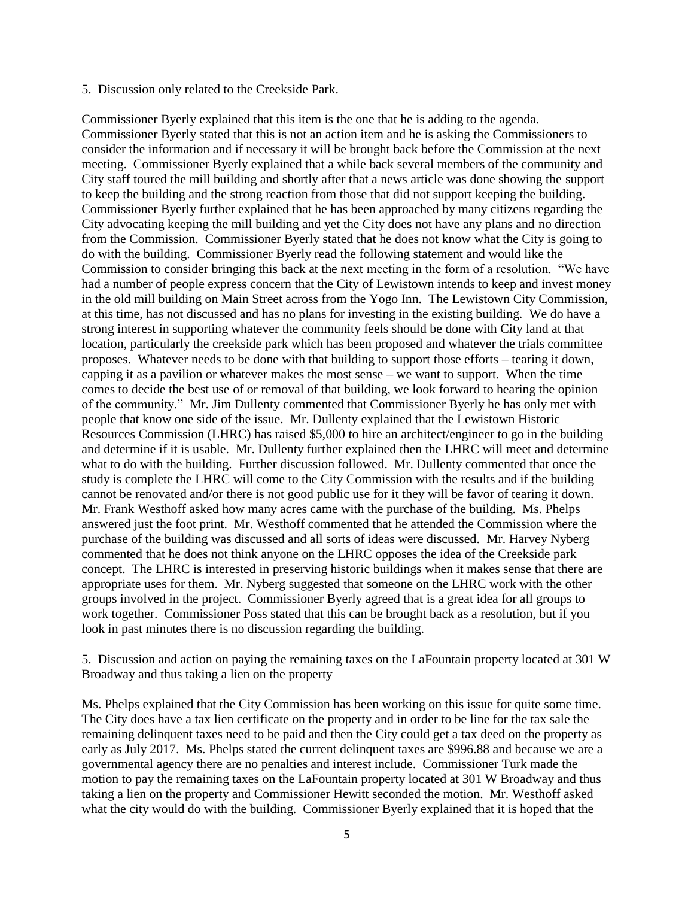5. Discussion only related to the Creekside Park.

Commissioner Byerly explained that this item is the one that he is adding to the agenda. Commissioner Byerly stated that this is not an action item and he is asking the Commissioners to consider the information and if necessary it will be brought back before the Commission at the next meeting. Commissioner Byerly explained that a while back several members of the community and City staff toured the mill building and shortly after that a news article was done showing the support to keep the building and the strong reaction from those that did not support keeping the building. Commissioner Byerly further explained that he has been approached by many citizens regarding the City advocating keeping the mill building and yet the City does not have any plans and no direction from the Commission. Commissioner Byerly stated that he does not know what the City is going to do with the building. Commissioner Byerly read the following statement and would like the Commission to consider bringing this back at the next meeting in the form of a resolution. "We have had a number of people express concern that the City of Lewistown intends to keep and invest money in the old mill building on Main Street across from the Yogo Inn. The Lewistown City Commission, at this time, has not discussed and has no plans for investing in the existing building. We do have a strong interest in supporting whatever the community feels should be done with City land at that location, particularly the creekside park which has been proposed and whatever the trials committee proposes. Whatever needs to be done with that building to support those efforts – tearing it down, capping it as a pavilion or whatever makes the most sense – we want to support. When the time comes to decide the best use of or removal of that building, we look forward to hearing the opinion of the community." Mr. Jim Dullenty commented that Commissioner Byerly he has only met with people that know one side of the issue. Mr. Dullenty explained that the Lewistown Historic Resources Commission (LHRC) has raised $5,000 to hire an architect/engineer to go in the building and determine if it is usable. Mr. Dullenty further explained then the LHRC will meet and determine what to do with the building. Further discussion followed. Mr. Dullenty commented that once the study is complete the LHRC will come to the City Commission with the results and if the building cannot be renovated and/or there is not good public use for it they will be favor of tearing it down. Mr. Frank Westhoff asked how many acres came with the purchase of the building. Ms. Phelps answered just the foot print. Mr. Westhoff commented that he attended the Commission where the purchase of the building was discussed and all sorts of ideas were discussed. Mr. Harvey Nyberg commented that he does not think anyone on the LHRC opposes the idea of the Creekside park concept. The LHRC is interested in preserving historic buildings when it makes sense that there are appropriate uses for them. Mr. Nyberg suggested that someone on the LHRC work with the other groups involved in the project. Commissioner Byerly agreed that is a great idea for all groups to work together. Commissioner Poss stated that this can be brought back as a resolution, but if you look in past minutes there is no discussion regarding the building.

5. Discussion and action on paying the remaining taxes on the LaFountain property located at 301 W Broadway and thus taking a lien on the property

Ms. Phelps explained that the City Commission has been working on this issue for quite some time. The City does have a tax lien certificate on the property and in order to be line for the tax sale the remaining delinquent taxes need to be paid and then the City could get a tax deed on the property as early as July 2017. Ms. Phelps stated the current delinquent taxes are $996.88 and because we are a governmental agency there are no penalties and interest include. Commissioner Turk made the motion to pay the remaining taxes on the LaFountain property located at 301 W Broadway and thus taking a lien on the property and Commissioner Hewitt seconded the motion. Mr. Westhoff asked what the city would do with the building. Commissioner Byerly explained that it is hoped that the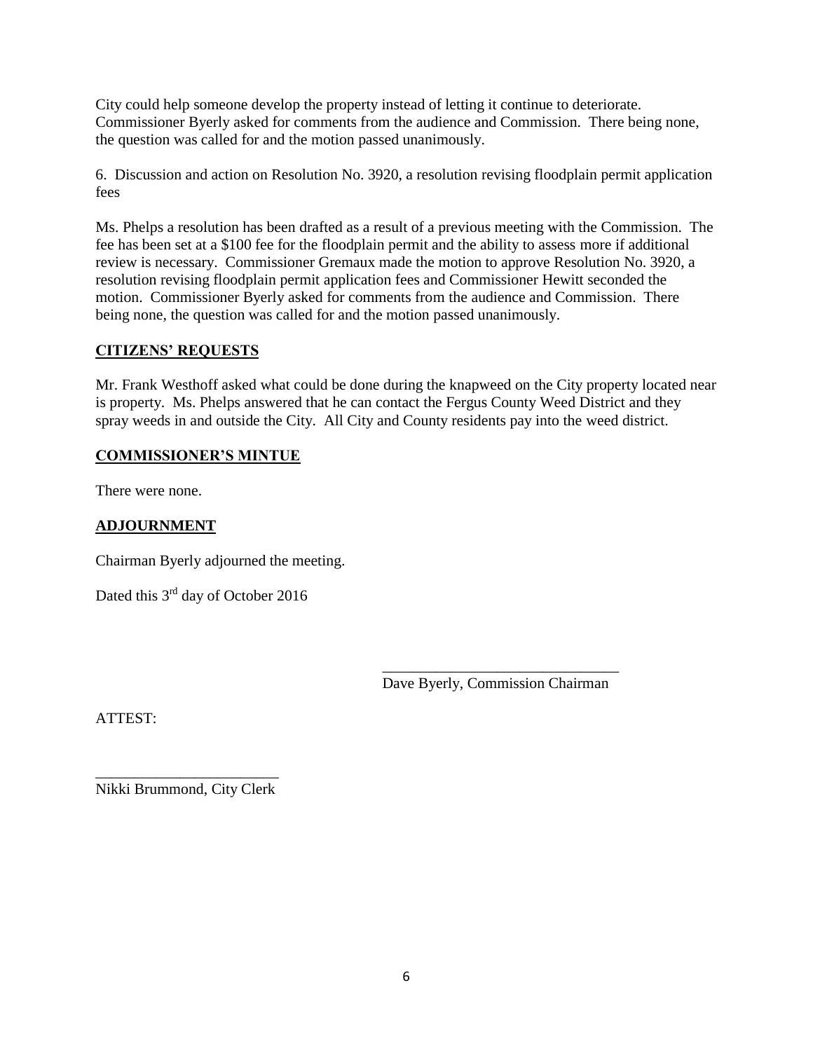City could help someone develop the property instead of letting it continue to deteriorate. Commissioner Byerly asked for comments from the audience and Commission. There being none, the question was called for and the motion passed unanimously.

6. Discussion and action on Resolution No. 3920, a resolution revising floodplain permit application fees

Ms. Phelps a resolution has been drafted as a result of a previous meeting with the Commission. The fee has been set at a $100 fee for the floodplain permit and the ability to assess more if additional review is necessary. Commissioner Gremaux made the motion to approve Resolution No. 3920, a resolution revising floodplain permit application fees and Commissioner Hewitt seconded the motion. Commissioner Byerly asked for comments from the audience and Commission. There being none, the question was called for and the motion passed unanimously.

**CITIZENS' REQUESTS**

Mr. Frank Westhoff asked what could be done during the knapweed on the City property located near is property. Ms. Phelps answered that he can contact the Fergus County Weed District and they spray weeds in and outside the City. All City and County residents pay into the weed district.

**COMMISSIONER'S MINTUE**

There were none.

**ADJOURNMENT**

Chairman Byerly adjourned the meeting.

Dated this 3rd day of October 2016

_______________________________
Dave Byerly, Commission Chairman

ATTEST:

________________________
Nikki Brummond, City Clerk